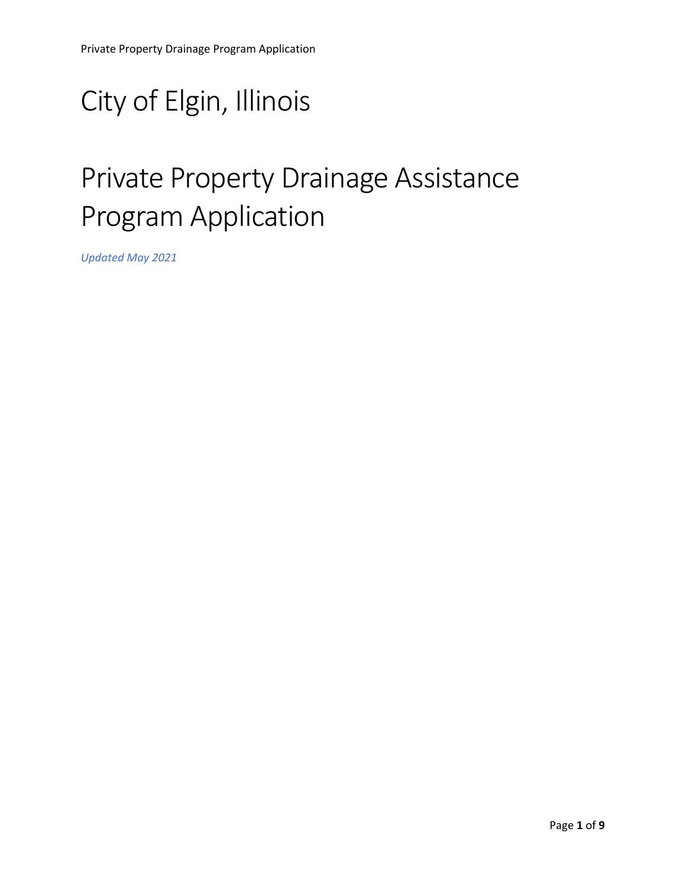# City of Elgin, Illinois

# Private Property Drainage Assistance Program Application

*Updated May 2021*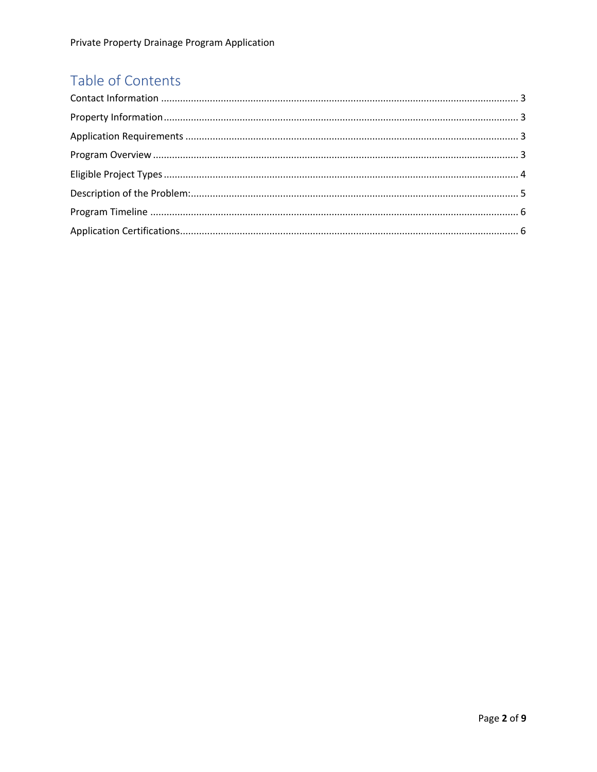## Table of Contents

Contact Information ........................................................................................................................ 3

Property Information ........................................................................................................................ 3

Application Requirements ................................................................................................................ 3

Program Overview ............................................................................................................................ 3

Eligible Project Types ........................................................................................................................ 4

Description of the Problem: .............................................................................................................. 5

Program Timeline .............................................................................................................................. 6

Application Certifications .................................................................................................................. 6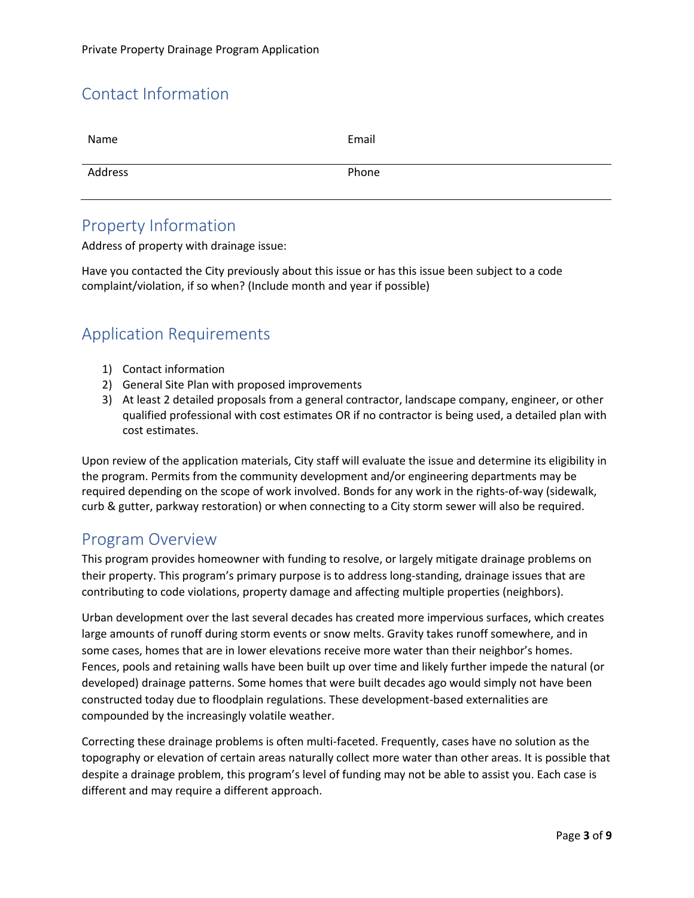Private Property Drainage Program Application

## Contact Information

| Name | Email |
|---|---|
| Address | Phone |

## Property Information

Address of property with drainage issue:

Have you contacted the City previously about this issue or has this issue been subject to a code complaint/violation, if so when? (Include month and year if possible)

## Application Requirements

1) Contact information
2) General Site Plan with proposed improvements
3) At least 2 detailed proposals from a general contractor, landscape company, engineer, or other qualified professional with cost estimates OR if no contractor is being used, a detailed plan with cost estimates.

Upon review of the application materials, City staff will evaluate the issue and determine its eligibility in the program. Permits from the community development and/or engineering departments may be required depending on the scope of work involved. Bonds for any work in the rights-of-way (sidewalk, curb & gutter, parkway restoration) or when connecting to a City storm sewer will also be required.

## Program Overview

This program provides homeowner with funding to resolve, or largely mitigate drainage problems on their property. This program's primary purpose is to address long-standing, drainage issues that are contributing to code violations, property damage and affecting multiple properties (neighbors).

Urban development over the last several decades has created more impervious surfaces, which creates large amounts of runoff during storm events or snow melts. Gravity takes runoff somewhere, and in some cases, homes that are in lower elevations receive more water than their neighbor's homes. Fences, pools and retaining walls have been built up over time and likely further impede the natural (or developed) drainage patterns. Some homes that were built decades ago would simply not have been constructed today due to floodplain regulations. These development-based externalities are compounded by the increasingly volatile weather.

Correcting these drainage problems is often multi-faceted. Frequently, cases have no solution as the topography or elevation of certain areas naturally collect more water than other areas. It is possible that despite a drainage problem, this program's level of funding may not be able to assist you. Each case is different and may require a different approach.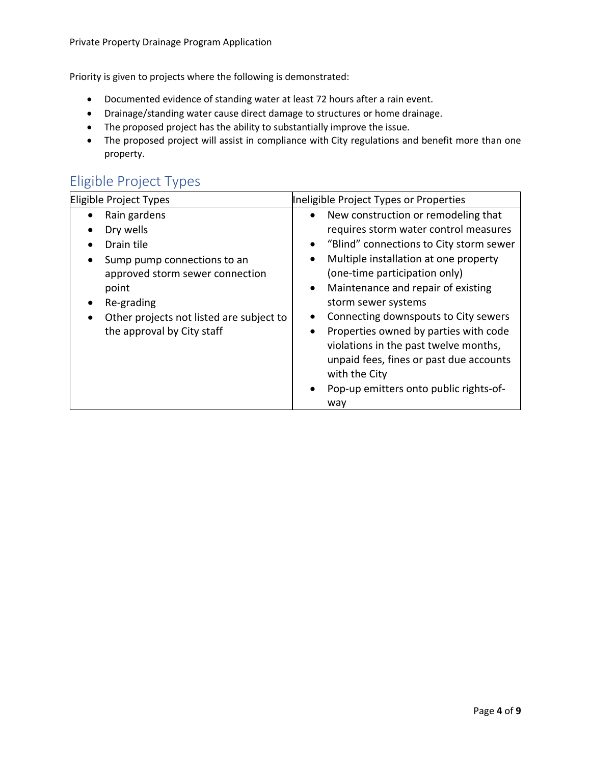Priority is given to projects where the following is demonstrated:

- Documented evidence of standing water at least 72 hours after a rain event.
- Drainage/standing water cause direct damage to structures or home drainage.
- The proposed project has the ability to substantially improve the issue.
- The proposed project will assist in compliance with City regulations and benefit more than one property.

## Eligible Project Types

| Eligible Project Types | Ineligible Project Types or Properties |
|---|---|
| • Rain gardens<br>• Dry wells<br>• Drain tile<br>• Sump pump connections to an approved storm sewer connection point<br>• Re-grading<br>• Other projects not listed are subject to the approval by City staff | • New construction or remodeling that requires storm water control measures<br>• "Blind" connections to City storm sewer<br>• Multiple installation at one property (one-time participation only)<br>• Maintenance and repair of existing storm sewer systems<br>• Connecting downspouts to City sewers<br>• Properties owned by parties with code violations in the past twelve months, unpaid fees, fines or past due accounts with the City<br>• Pop-up emitters onto public rights-of-way |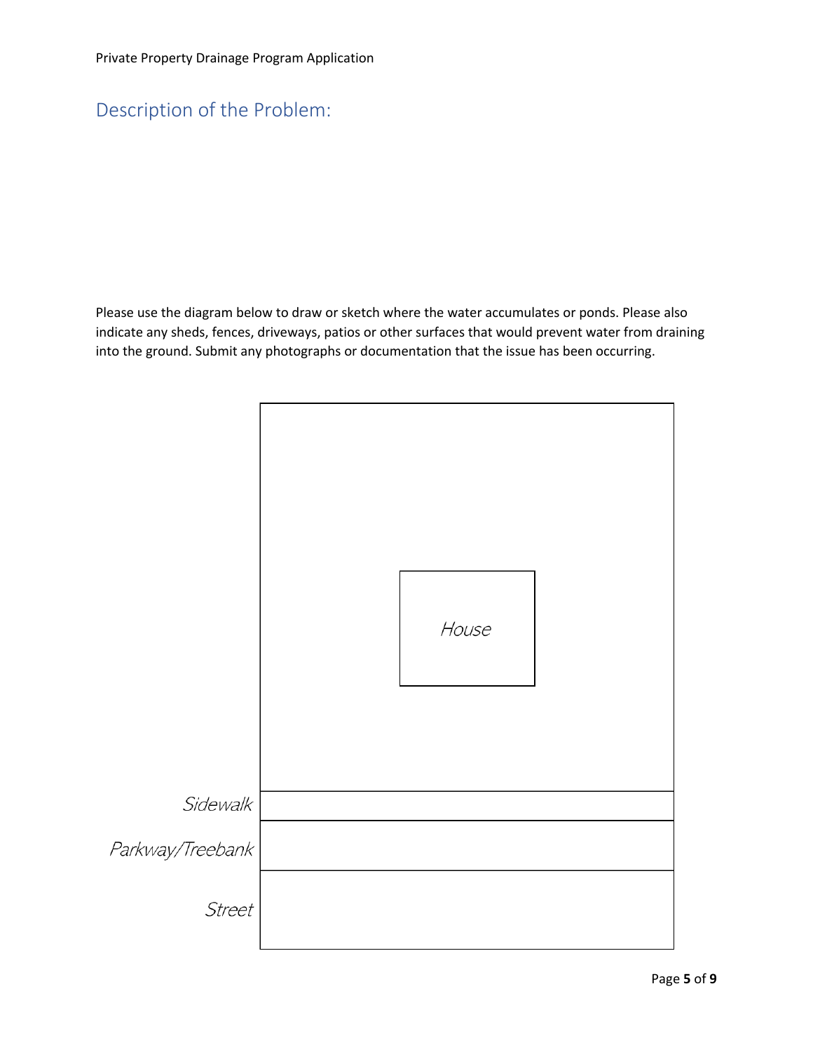## Description of the Problem:

Please use the diagram below to draw or sketch where the water accumulates or ponds. Please also indicate any sheds, fences, driveways, patios or other surfaces that would prevent water from draining into the ground. Submit any photographs or documentation that the issue has been occurring.

*House*

*Sidewalk*

*Parkway/Treebank*

*Street*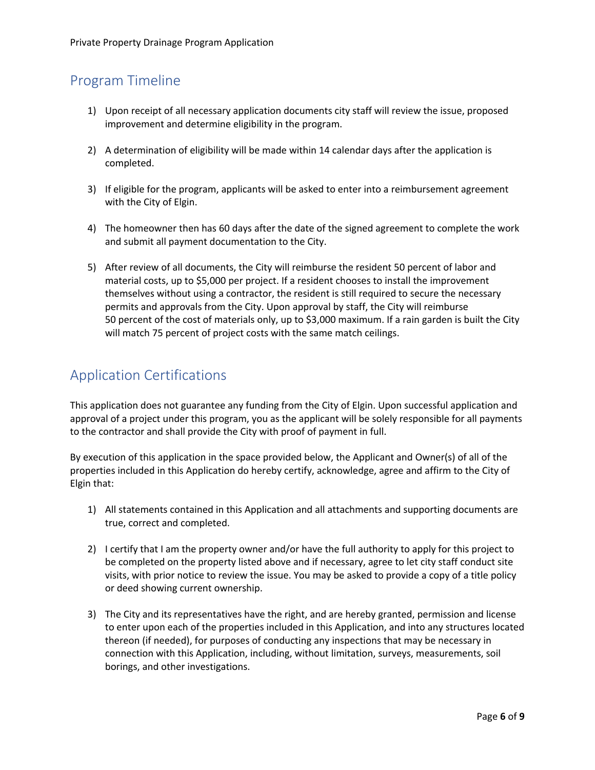## Program Timeline

1) Upon receipt of all necessary application documents city staff will review the issue, proposed improvement and determine eligibility in the program.

2) A determination of eligibility will be made within 14 calendar days after the application is completed.

3) If eligible for the program, applicants will be asked to enter into a reimbursement agreement with the City of Elgin.

4) The homeowner then has 60 days after the date of the signed agreement to complete the work and submit all payment documentation to the City.

5) After review of all documents, the City will reimburse the resident 50 percent of labor and material costs, up to $5,000 per project. If a resident chooses to install the improvement themselves without using a contractor, the resident is still required to secure the necessary permits and approvals from the City. Upon approval by staff, the City will reimburse 50 percent of the cost of materials only, up to $3,000 maximum. If a rain garden is built the City will match 75 percent of project costs with the same match ceilings.

## Application Certifications

This application does not guarantee any funding from the City of Elgin. Upon successful application and approval of a project under this program, you as the applicant will be solely responsible for all payments to the contractor and shall provide the City with proof of payment in full.

By execution of this application in the space provided below, the Applicant and Owner(s) of all of the properties included in this Application do hereby certify, acknowledge, agree and affirm to the City of Elgin that:

1) All statements contained in this Application and all attachments and supporting documents are true, correct and completed.

2) I certify that I am the property owner and/or have the full authority to apply for this project to be completed on the property listed above and if necessary, agree to let city staff conduct site visits, with prior notice to review the issue. You may be asked to provide a copy of a title policy or deed showing current ownership.

3) The City and its representatives have the right, and are hereby granted, permission and license to enter upon each of the properties included in this Application, and into any structures located thereon (if needed), for purposes of conducting any inspections that may be necessary in connection with this Application, including, without limitation, surveys, measurements, soil borings, and other investigations.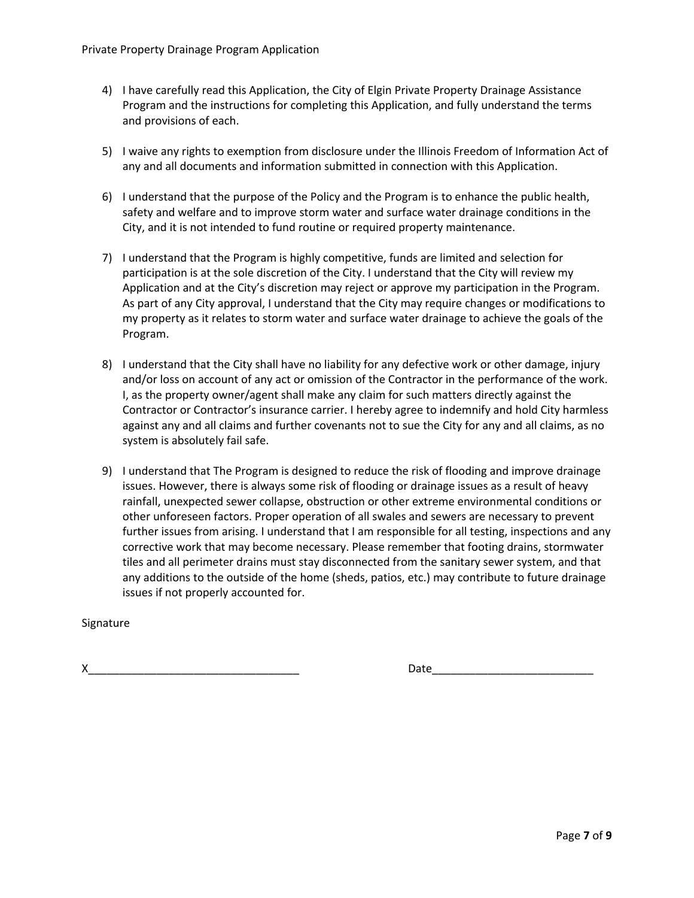4) I have carefully read this Application, the City of Elgin Private Property Drainage Assistance Program and the instructions for completing this Application, and fully understand the terms and provisions of each.

5) I waive any rights to exemption from disclosure under the Illinois Freedom of Information Act of any and all documents and information submitted in connection with this Application.

6) I understand that the purpose of the Policy and the Program is to enhance the public health, safety and welfare and to improve storm water and surface water drainage conditions in the City, and it is not intended to fund routine or required property maintenance.

7) I understand that the Program is highly competitive, funds are limited and selection for participation is at the sole discretion of the City. I understand that the City will review my Application and at the City's discretion may reject or approve my participation in the Program. As part of any City approval, I understand that the City may require changes or modifications to my property as it relates to storm water and surface water drainage to achieve the goals of the Program.

8) I understand that the City shall have no liability for any defective work or other damage, injury and/or loss on account of any act or omission of the Contractor in the performance of the work. I, as the property owner/agent shall make any claim for such matters directly against the Contractor or Contractor's insurance carrier. I hereby agree to indemnify and hold City harmless against any and all claims and further covenants not to sue the City for any and all claims, as no system is absolutely fail safe.

9) I understand that The Program is designed to reduce the risk of flooding and improve drainage issues. However, there is always some risk of flooding or drainage issues as a result of heavy rainfall, unexpected sewer collapse, obstruction or other extreme environmental conditions or other unforeseen factors. Proper operation of all swales and sewers are necessary to prevent further issues from arising. I understand that I am responsible for all testing, inspections and any corrective work that may become necessary. Please remember that footing drains, stormwater tiles and all perimeter drains must stay disconnected from the sanitary sewer system, and that any additions to the outside of the home (sheds, patios, etc.) may contribute to future drainage issues if not properly accounted for.

Signature

X_________________________________ Date__________________________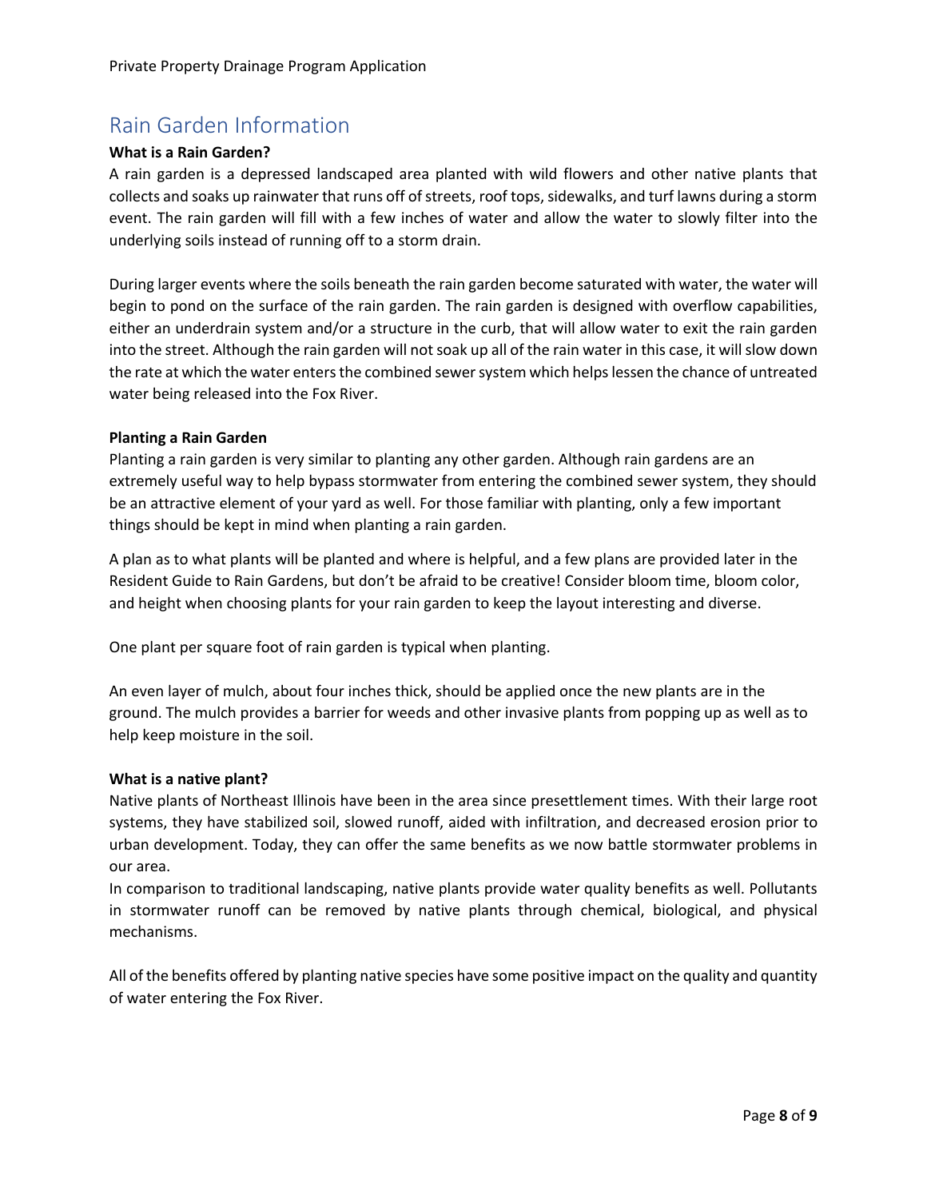## Rain Garden Information

**What is a Rain Garden?**

A rain garden is a depressed landscaped area planted with wild flowers and other native plants that collects and soaks up rainwater that runs off of streets, roof tops, sidewalks, and turf lawns during a storm event. The rain garden will fill with a few inches of water and allow the water to slowly filter into the underlying soils instead of running off to a storm drain.

During larger events where the soils beneath the rain garden become saturated with water, the water will begin to pond on the surface of the rain garden. The rain garden is designed with overflow capabilities, either an underdrain system and/or a structure in the curb, that will allow water to exit the rain garden into the street. Although the rain garden will not soak up all of the rain water in this case, it will slow down the rate at which the water enters the combined sewer system which helps lessen the chance of untreated water being released into the Fox River.

**Planting a Rain Garden**

Planting a rain garden is very similar to planting any other garden. Although rain gardens are an extremely useful way to help bypass stormwater from entering the combined sewer system, they should be an attractive element of your yard as well. For those familiar with planting, only a few important things should be kept in mind when planting a rain garden.

A plan as to what plants will be planted and where is helpful, and a few plans are provided later in the Resident Guide to Rain Gardens, but don't be afraid to be creative! Consider bloom time, bloom color, and height when choosing plants for your rain garden to keep the layout interesting and diverse.

One plant per square foot of rain garden is typical when planting.

An even layer of mulch, about four inches thick, should be applied once the new plants are in the ground. The mulch provides a barrier for weeds and other invasive plants from popping up as well as to help keep moisture in the soil.

**What is a native plant?**

Native plants of Northeast Illinois have been in the area since presettlement times. With their large root systems, they have stabilized soil, slowed runoff, aided with infiltration, and decreased erosion prior to urban development. Today, they can offer the same benefits as we now battle stormwater problems in our area.

In comparison to traditional landscaping, native plants provide water quality benefits as well. Pollutants in stormwater runoff can be removed by native plants through chemical, biological, and physical mechanisms.

All of the benefits offered by planting native species have some positive impact on the quality and quantity of water entering the Fox River.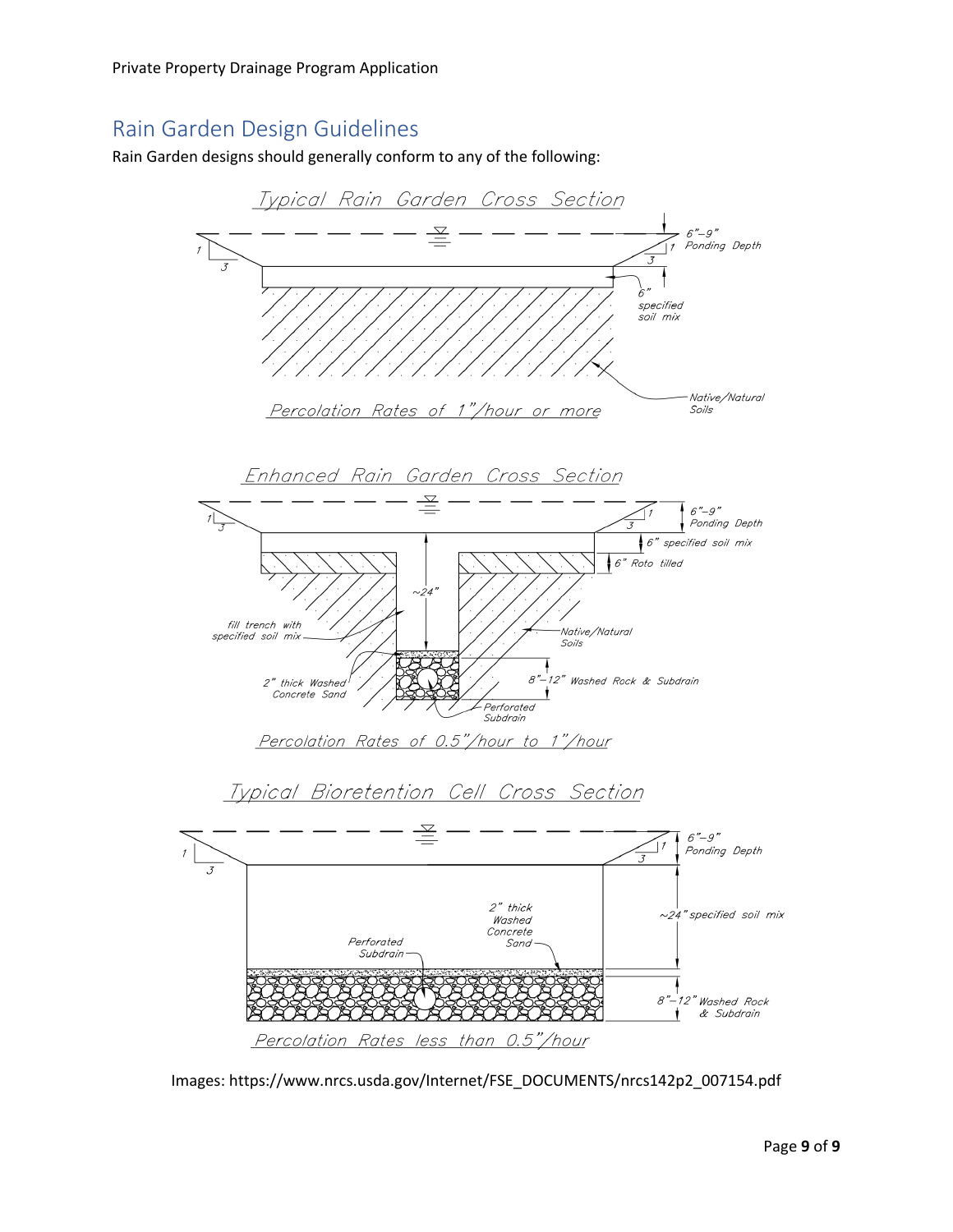## Rain Garden Design Guidelines

Rain Garden designs should generally conform to any of the following:

Typical Rain Garden Cross Section

1
3
1
3
6"–9" Ponding Depth
6" specified soil mix
Native/Natural Soils

Percolation Rates of 1"/hour or more

Enhanced Rain Garden Cross Section

1
3
1
3
6"–9" Ponding Depth
6" specified soil mix
6" Roto tilled
~24"
fill trench with specified soil mix
Native/Natural Soils
2" thick Washed Concrete Sand
8"–12" Washed Rock & Subdrain
Perforated Subdrain

Percolation Rates of 0.5"/hour to 1"/hour

Typical Bioretention Cell Cross Section

1
3
1
3
6"–9" Ponding Depth
~24" specified soil mix
2" thick Washed Concrete Sand
Perforated Subdrain
8"–12" Washed Rock & Subdrain

Percolation Rates less than 0.5"/hour

Images: https://www.nrcs.usda.gov/Internet/FSE_DOCUMENTS/nrcs142p2_007154.pdf